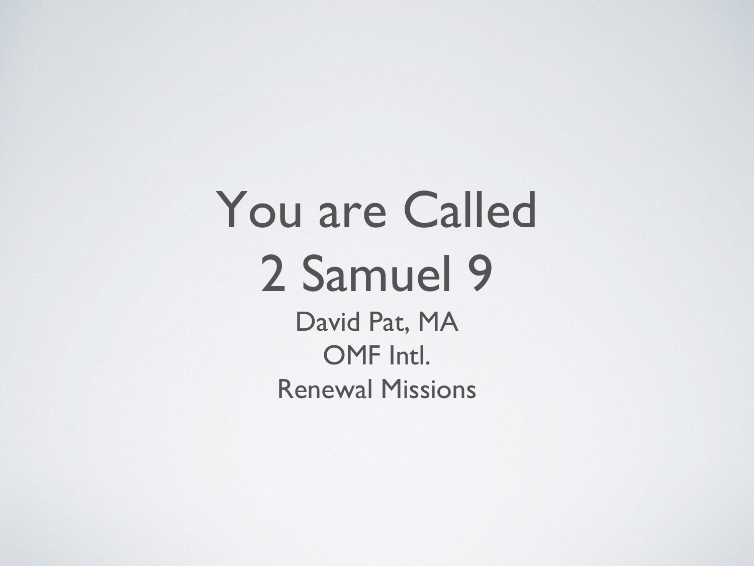# You are Called
# 2 Samuel 9

David Pat, MA
OMF Intl.
Renewal Missions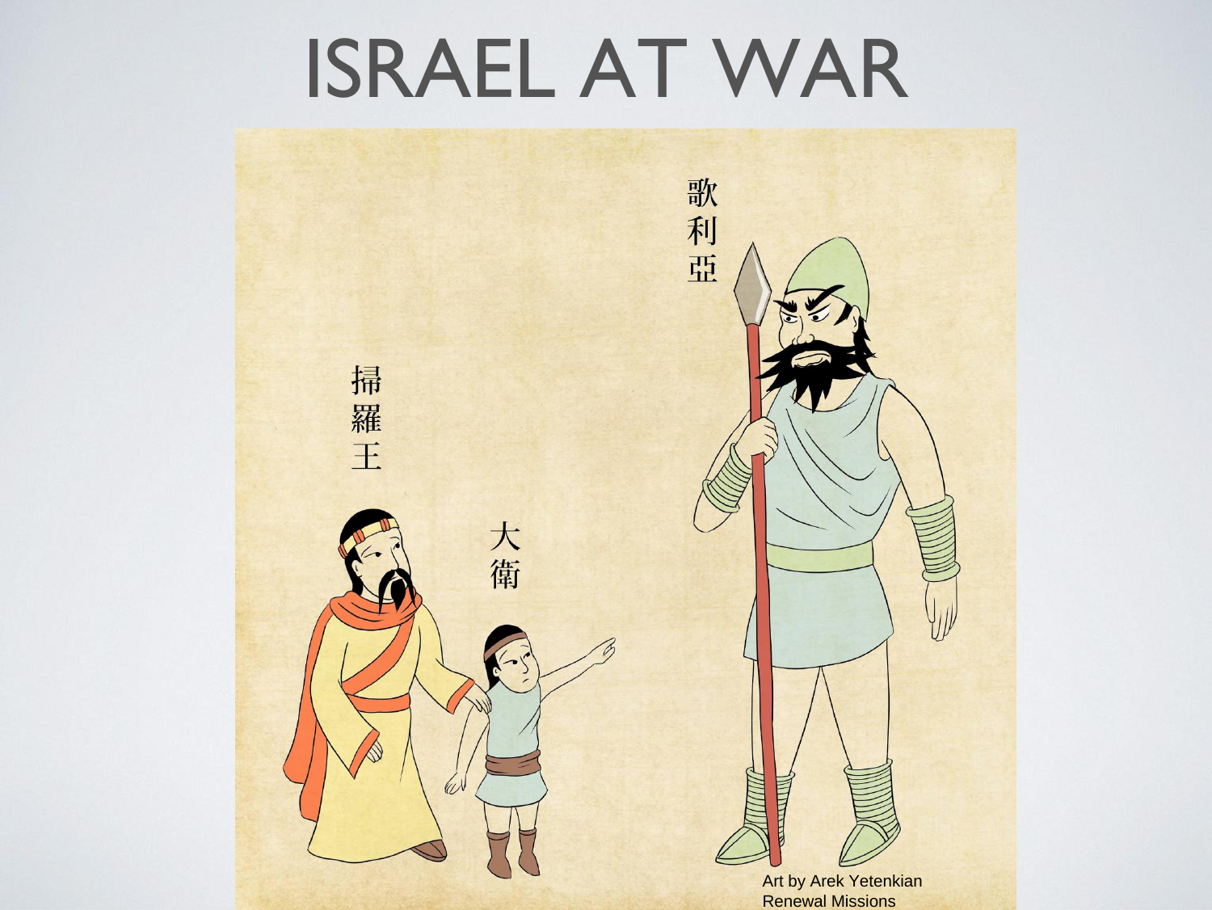# ISRAEL AT WAR

掃羅王

大衛

歌利亞

Art by Arek Yetenkian
Renewal Missions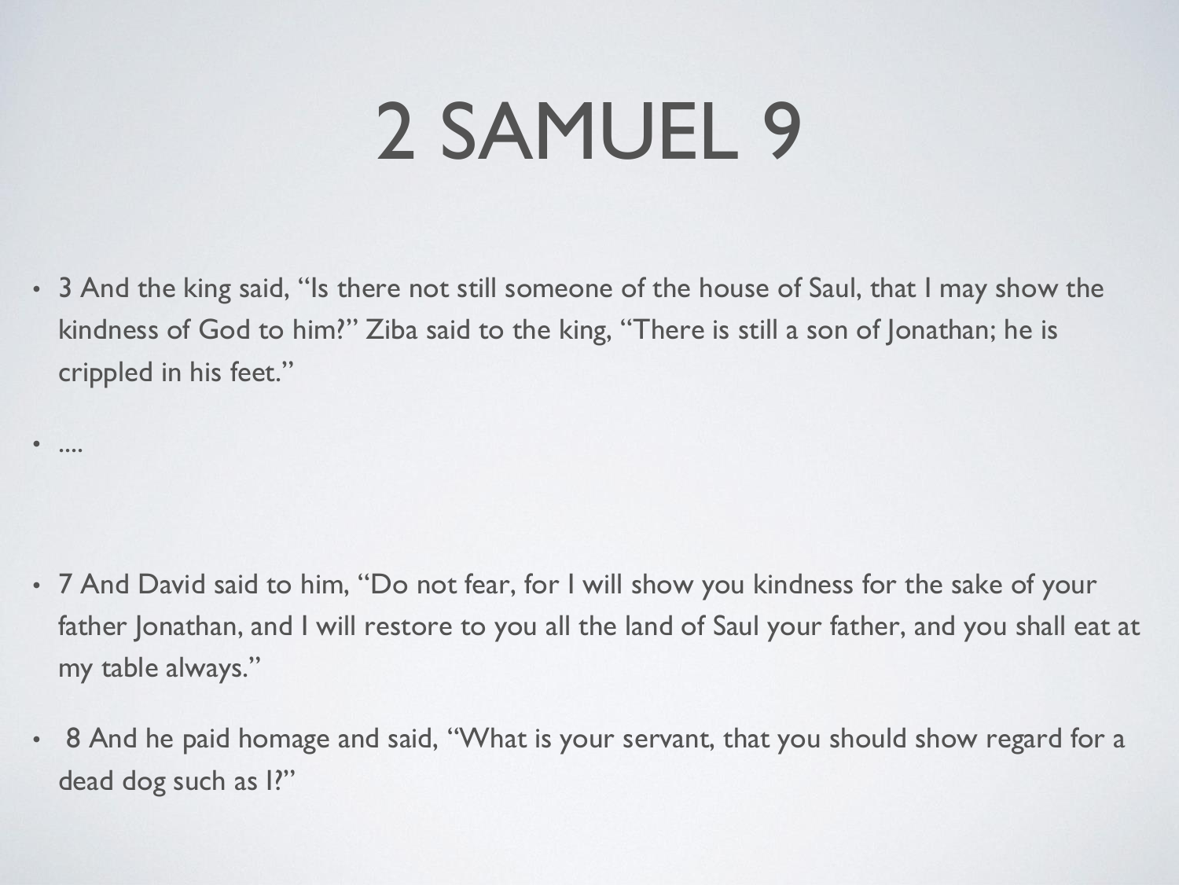# 2 SAMUEL 9

- 3 And the king said, “Is there not still someone of the house of Saul, that I may show the kindness of God to him?” Ziba said to the king, “There is still a son of Jonathan; he is crippled in his feet.”
- ....
- 7 And David said to him, “Do not fear, for I will show you kindness for the sake of your father Jonathan, and I will restore to you all the land of Saul your father, and you shall eat at my table always.”
- 8 And he paid homage and said, “What is your servant, that you should show regard for a dead dog such as I?”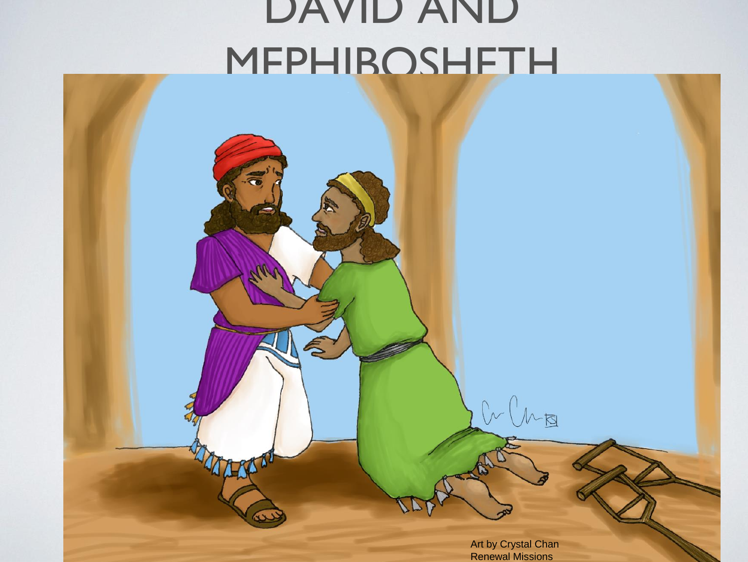# DAVID AND MEPHIBOSHETH

Art by Crystal Chan
Renewal Missions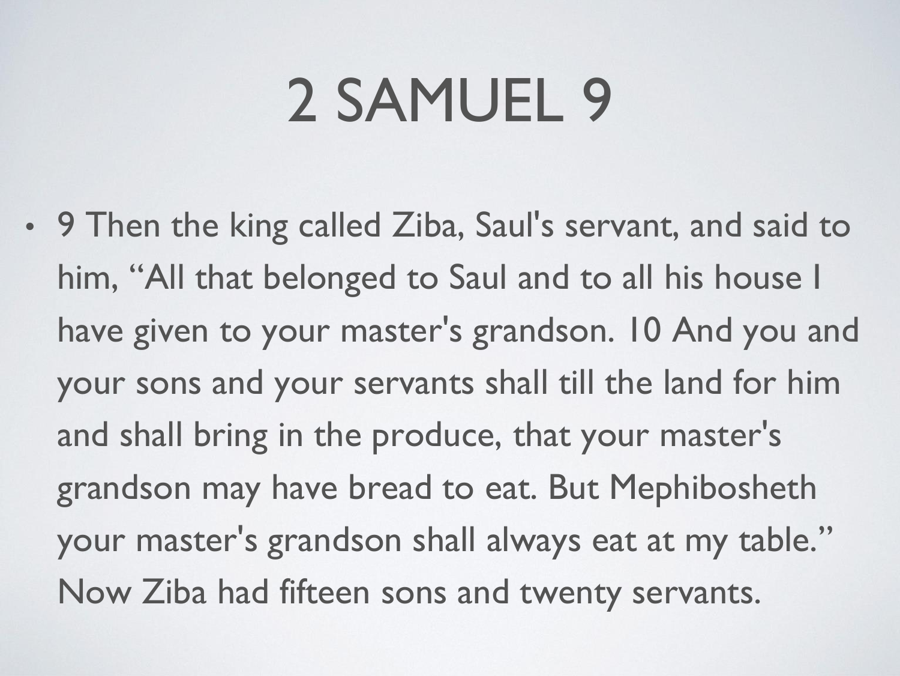# 2 SAMUEL 9

- 9 Then the king called Ziba, Saul's servant, and said to him, “All that belonged to Saul and to all his house I have given to your master's grandson. 10 And you and your sons and your servants shall till the land for him and shall bring in the produce, that your master's grandson may have bread to eat. But Mephibosheth your master's grandson shall always eat at my table.” Now Ziba had fifteen sons and twenty servants.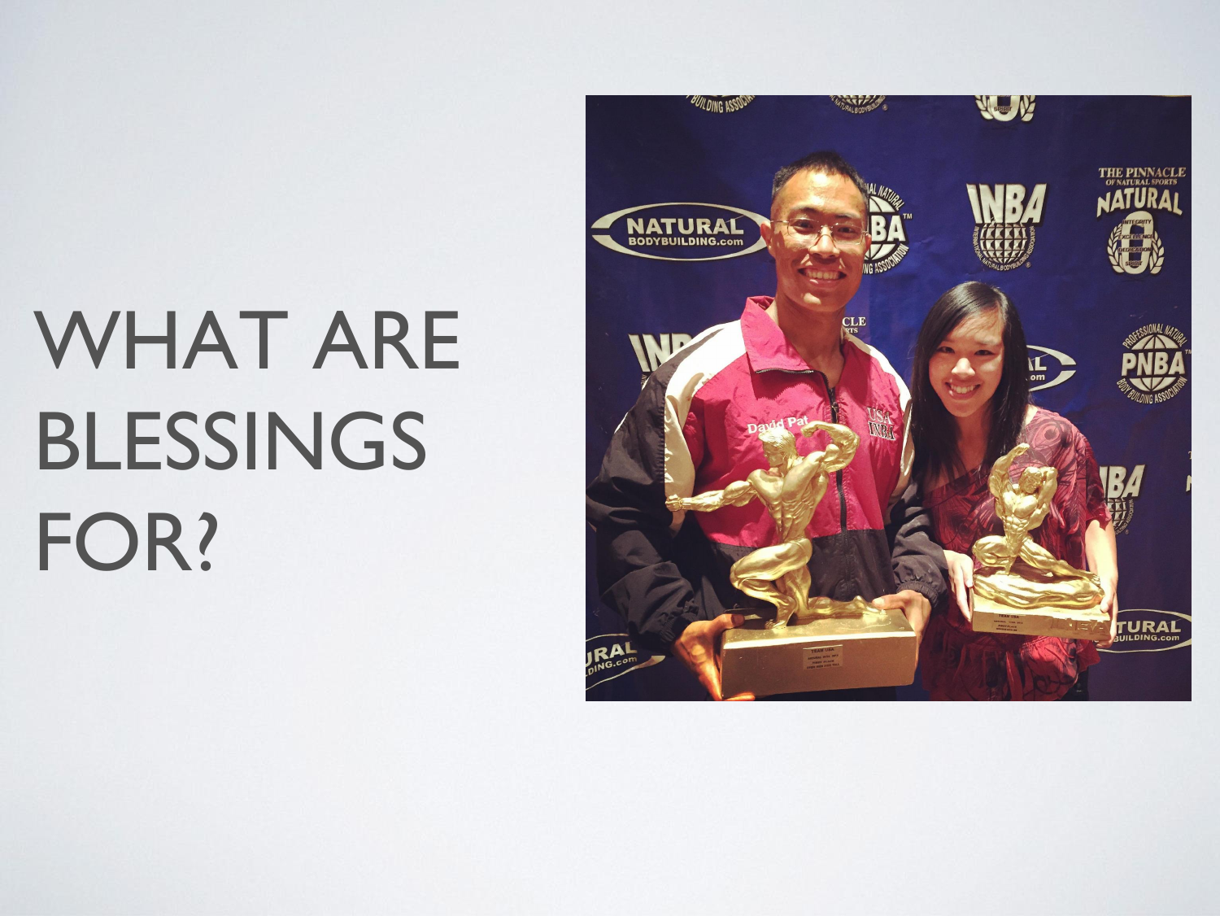# WHAT ARE BLESSINGS FOR?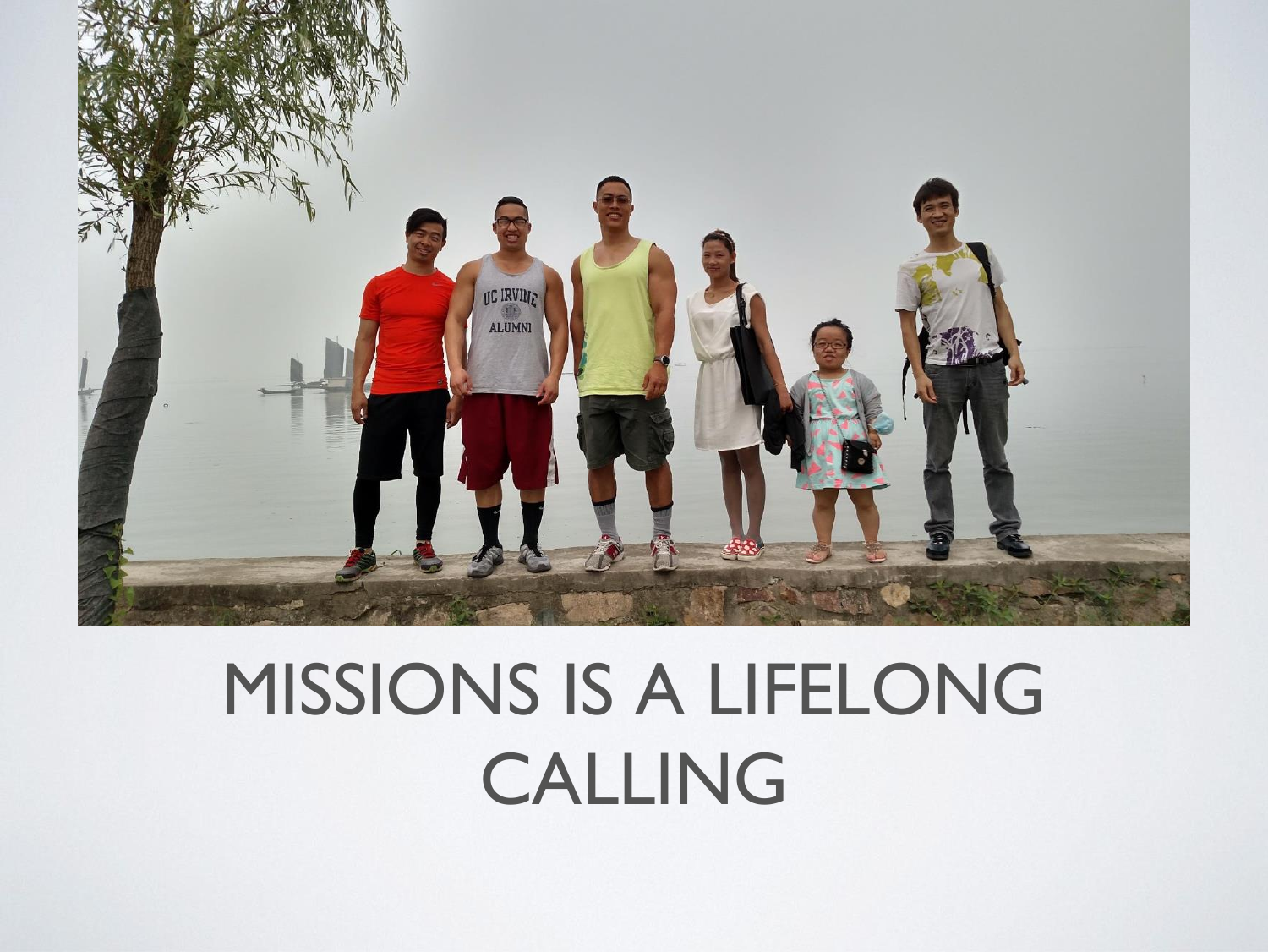# MISSIONS IS A LIFELONG CALLING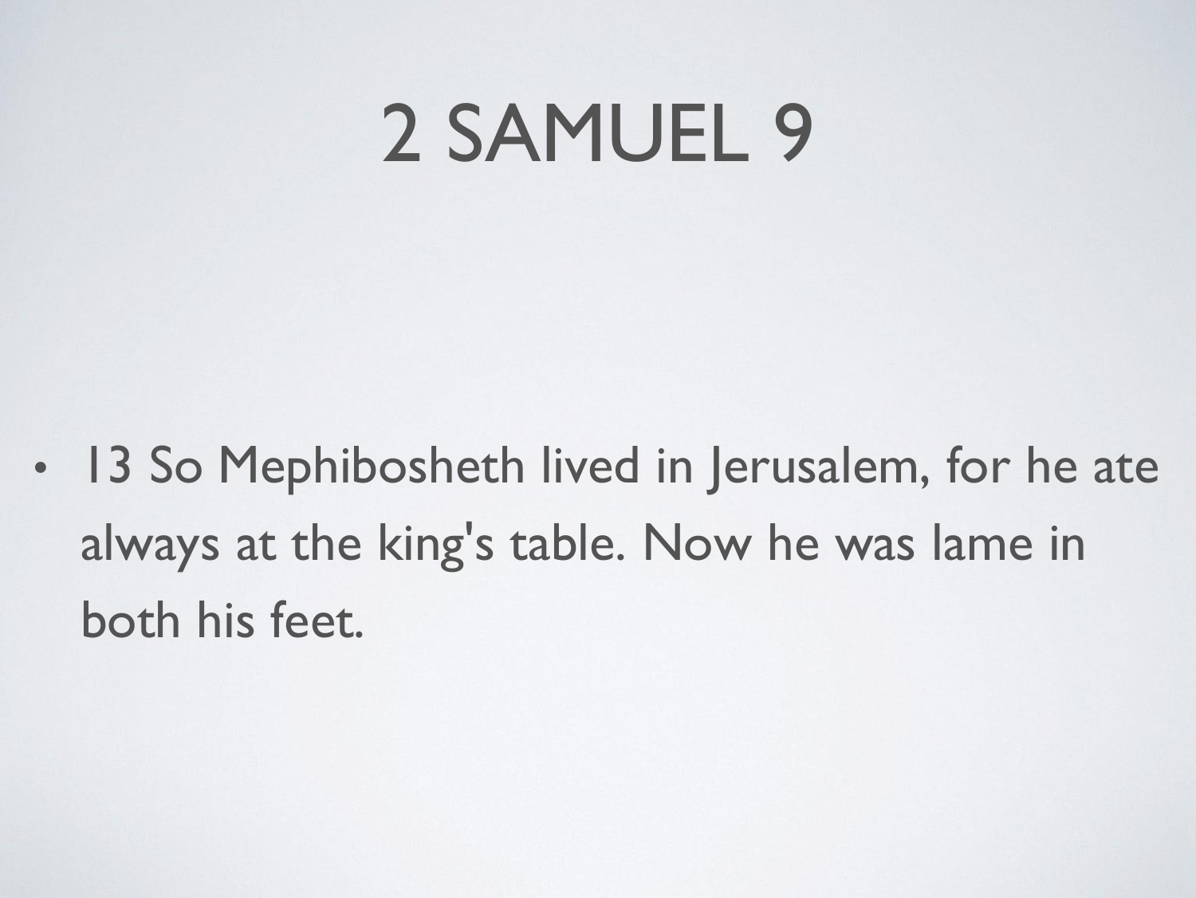# 2 SAMUEL 9

- 13 So Mephibosheth lived in Jerusalem, for he ate always at the king's table. Now he was lame in both his feet.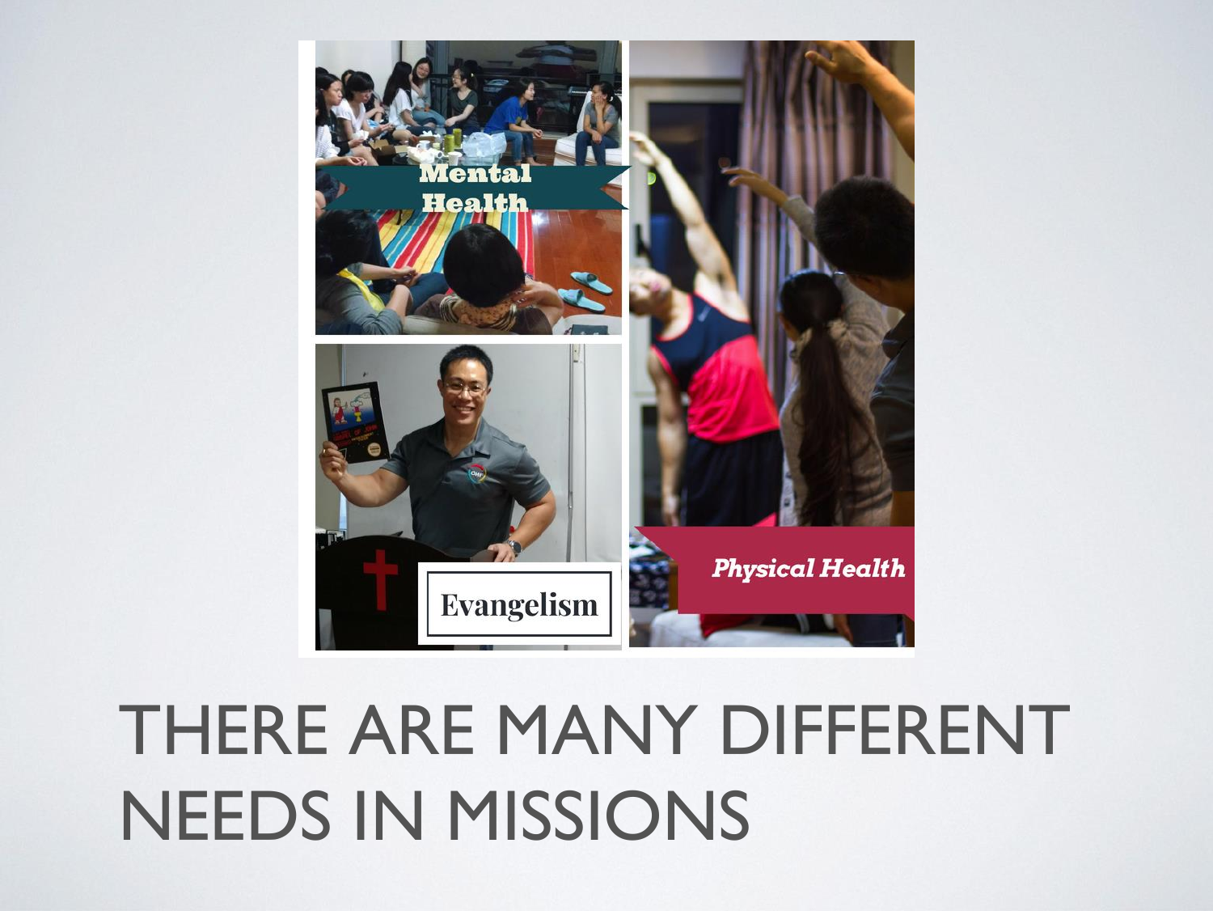Mental Health

Evangelism

Physical Health

# THERE ARE MANY DIFFERENT NEEDS IN MISSIONS